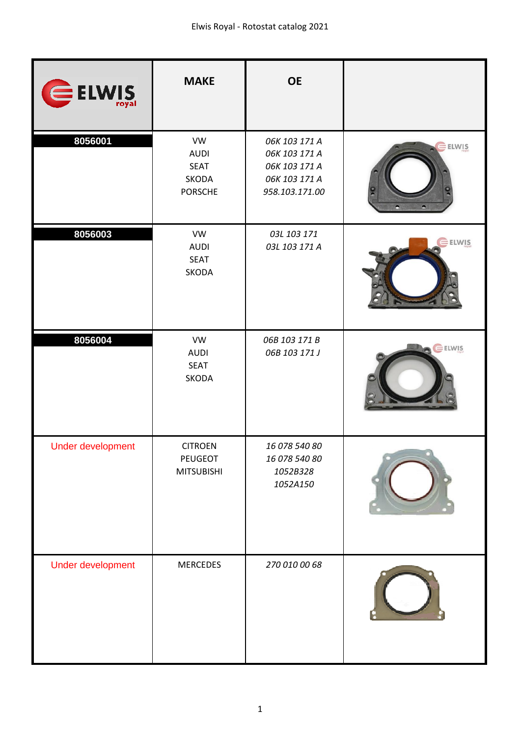Elwis Royal - Rotostat catalog 2021

| ELWIS royal | MAKE | OE | |
|---|---|---|---|
| **8056001** | VW<br>AUDI<br>SEAT<br>SKODA<br>PORSCHE | *06K 103 171 A*<br>*06K 103 171 A*<br>*06K 103 171 A*<br>*06K 103 171 A*<br>*958.103.171.00* | |
| **8056003** | VW<br>AUDI<br>SEAT<br>SKODA | *03L 103 171*<br>*03L 103 171 A* | |
| **8056004** | VW<br>AUDI<br>SEAT<br>SKODA | *06B 103 171 B*<br>*06B 103 171 J* | |
| Under development | CITROEN<br>PEUGEOT<br>MITSUBISHI | *16 078 540 80*<br>*16 078 540 80*<br>*1052B328*<br>*1052A150* | |
| Under development | MERCEDES | *270 010 00 68* | |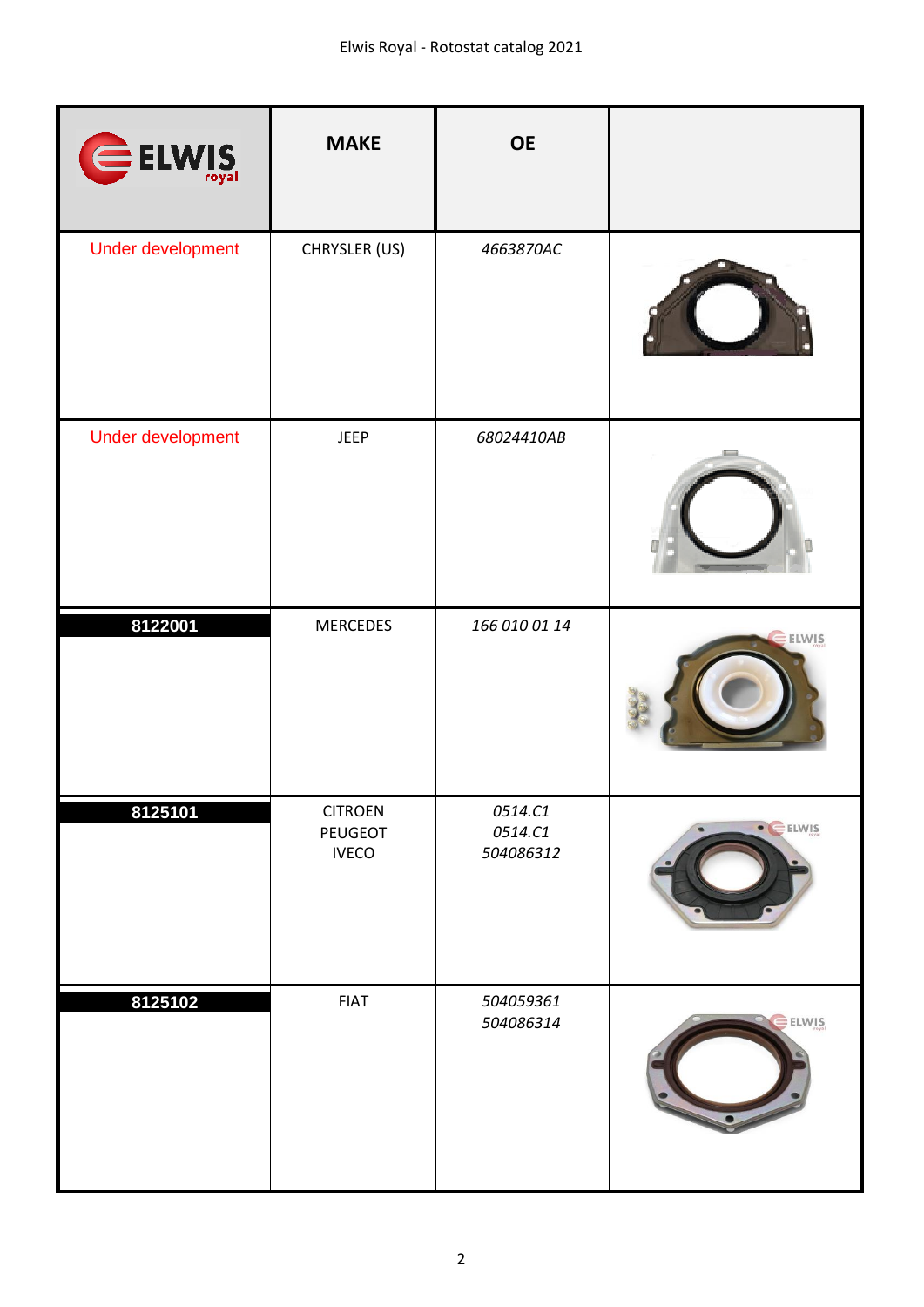| ELWIS royal | MAKE | OE | |
|---|---|---|---|
| Under development | CHRYSLER (US) | *4663870AC* | |
| Under development | JEEP | *68024410AB* | |
| **8122001** | MERCEDES | *166 010 01 14* | |
| **8125101** | CITROEN<br>PEUGEOT<br>IVECO | *0514.C1*<br>*0514.C1*<br>*504086312* | |
| **8125102** | FIAT | *504059361*<br>*504086314* | |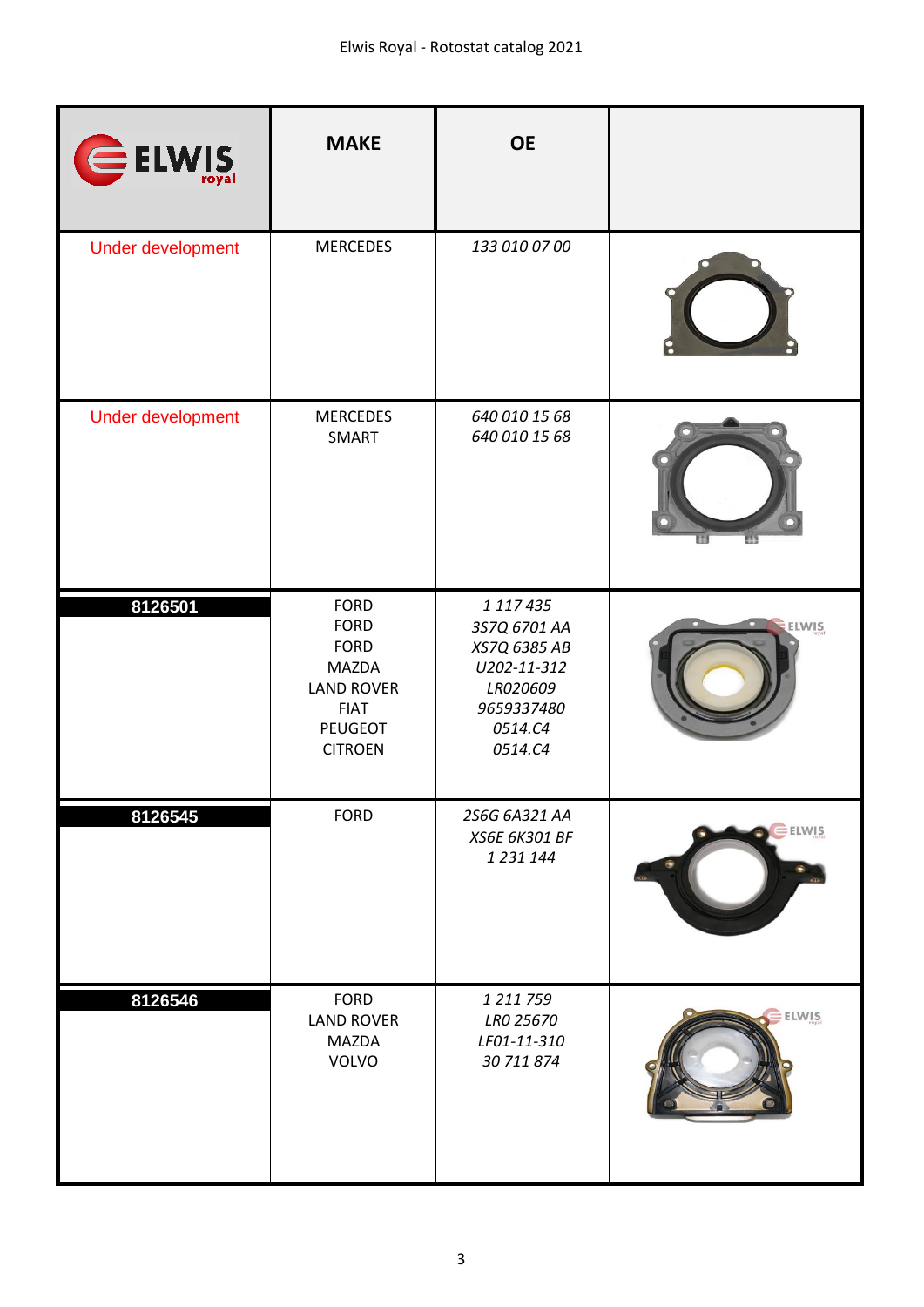| ELWIS royal | MAKE | OE | |
|---|---|---|---|
| Under development | MERCEDES | *133 010 07 00* | |
| Under development | MERCEDES<br>SMART | *640 010 15 68*<br>*640 010 15 68* | |
| **8126501** | FORD<br>FORD<br>FORD<br>MAZDA<br>LAND ROVER<br>FIAT<br>PEUGEOT<br>CITROEN | *1 117 435*<br>*3S7Q 6701 AA*<br>*XS7Q 6385 AB*<br>*U202-11-312*<br>*LR020609*<br>*9659337480*<br>*0514.C4*<br>*0514.C4* | |
| **8126545** | FORD | *2S6G 6A321 AA*<br>*XS6E 6K301 BF*<br>*1 231 144* | |
| **8126546** | FORD<br>LAND ROVER<br>MAZDA<br>VOLVO | *1 211 759*<br>*LR0 25670*<br>*LF01-11-310*<br>*30 711 874* | |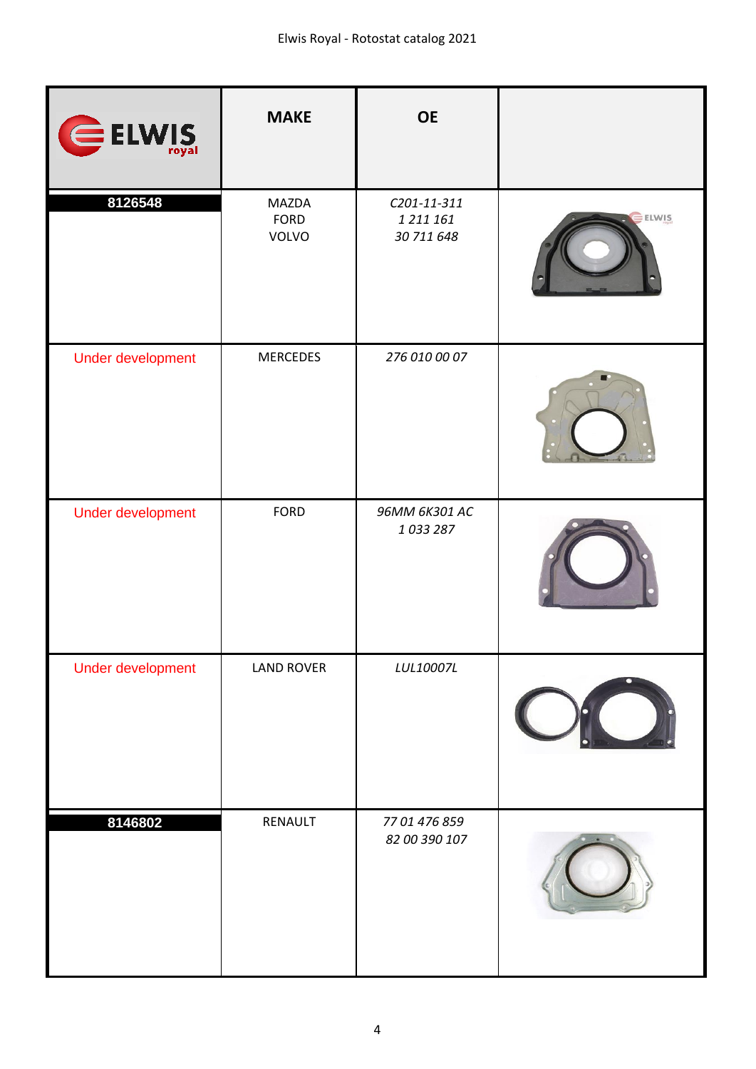| ELWIS royal | MAKE | OE | |
|---|---|---|---|
| **8126548** | MAZDA<br>FORD<br>VOLVO | *C201-11-311*<br>*1 211 161*<br>*30 711 648* | |
| Under development | MERCEDES | *276 010 00 07* | |
| Under development | FORD | *96MM 6K301 AC*<br>*1 033 287* | |
| Under development | LAND ROVER | *LUL10007L* | |
| **8146802** | RENAULT | *77 01 476 859*<br>*82 00 390 107* | |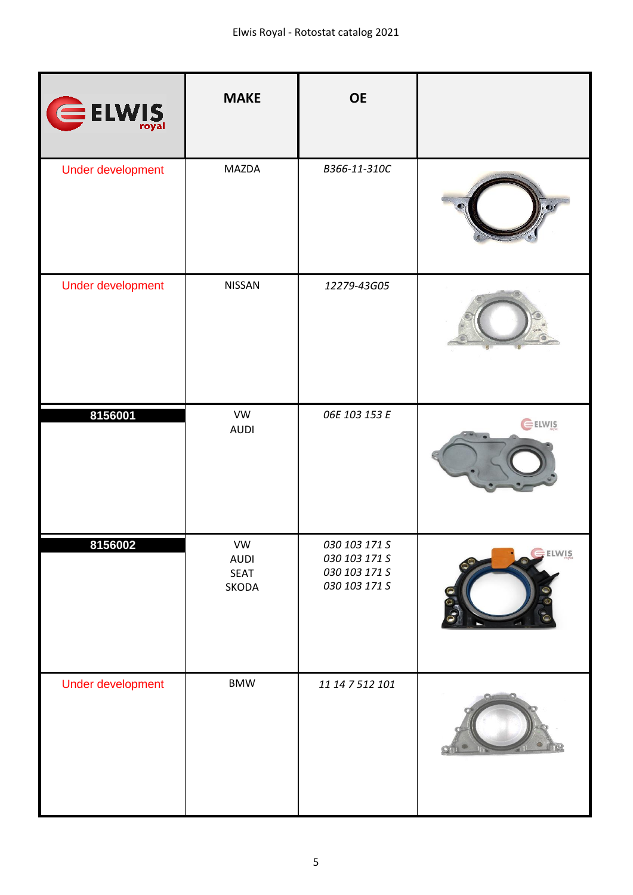| ELWIS royal | MAKE | OE | |
|---|---|---|---|
| Under development | MAZDA | *B366-11-310C* | |
| Under development | NISSAN | *12279-43G05* | |
| **8156001** | VW<br>AUDI | *06E 103 153 E* | |
| **8156002** | VW<br>AUDI<br>SEAT<br>SKODA | *030 103 171 S*<br>*030 103 171 S*<br>*030 103 171 S*<br>*030 103 171 S* | |
| Under development | BMW | *11 14 7 512 101* | |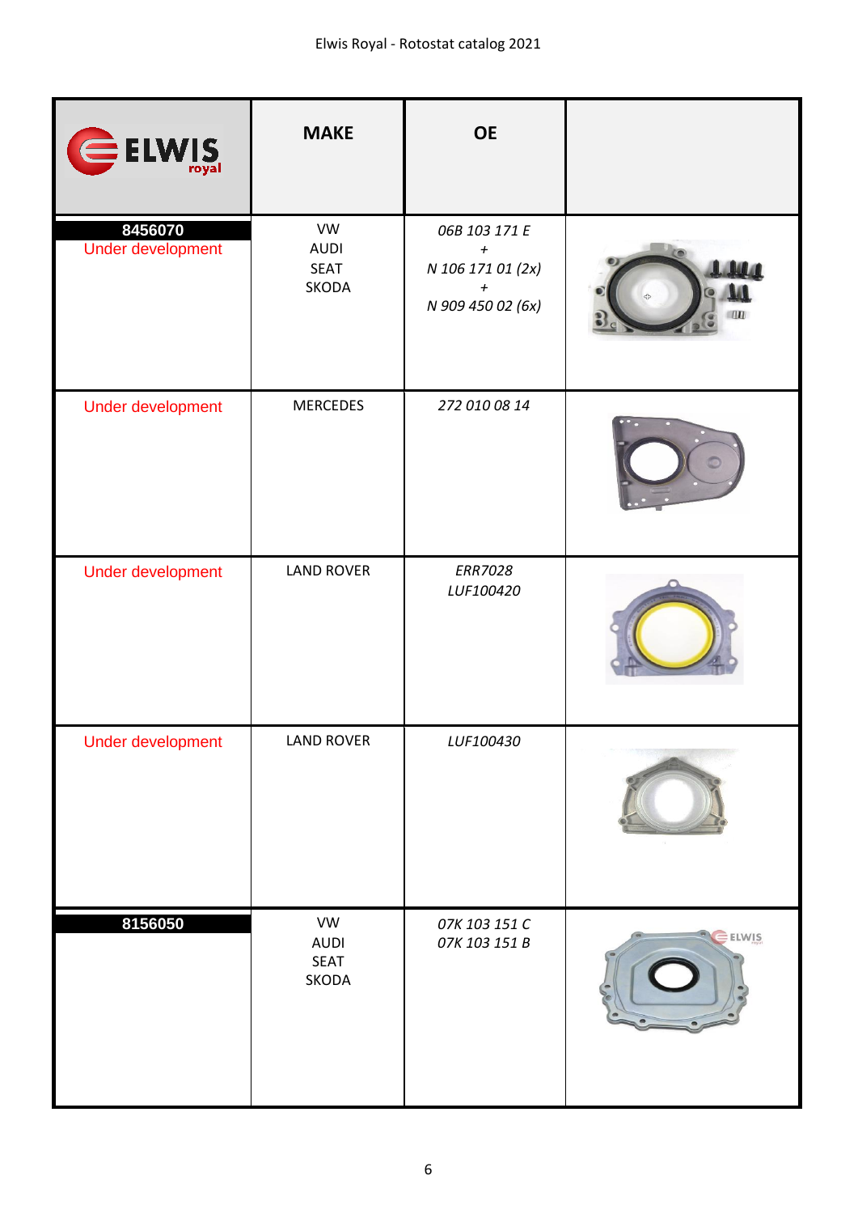| ELWIS royal | MAKE | OE | |
|---|---|---|---|
| **8456070** Under development | VW AUDI SEAT SKODA | *06B 103 171 E + N 106 171 01 (2x) + N 909 450 02 (6x)* | |
| Under development | MERCEDES | *272 010 08 14* | |
| Under development | LAND ROVER | *ERR7028 LUF100420* | |
| Under development | LAND ROVER | *LUF100430* | |
| **8156050** | VW AUDI SEAT SKODA | *07K 103 151 C 07K 103 151 B* | |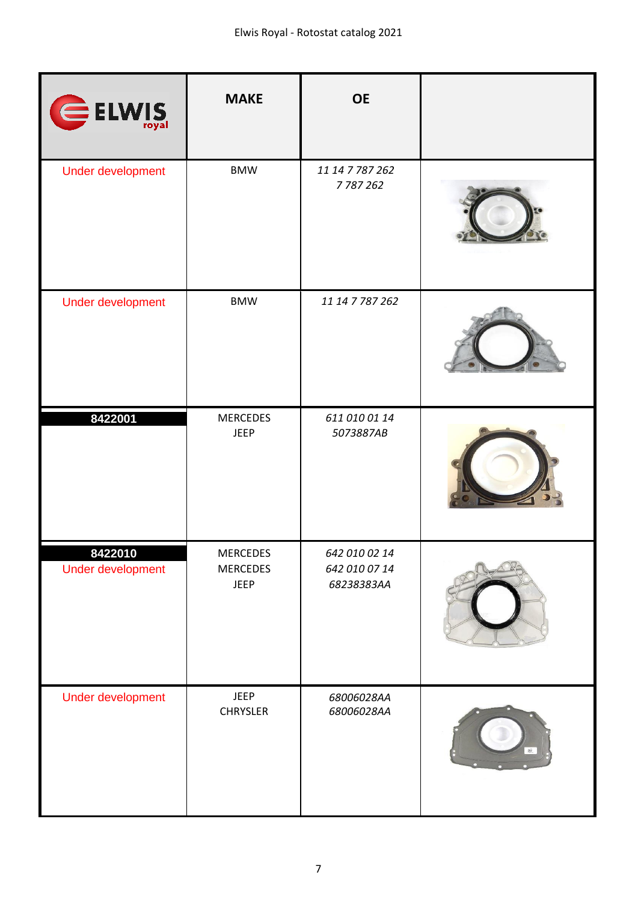| ELWIS royal | MAKE | OE | |
|---|---|---|---|
| Under development | BMW | *11 14 7 787 262*<br>*7 787 262* | |
| Under development | BMW | *11 14 7 787 262* | |
| **8422001** | MERCEDES<br>JEEP | *611 010 01 14*<br>*5073887AB* | |
| **8422010**<br>Under development | MERCEDES<br>MERCEDES<br>JEEP | *642 010 02 14*<br>*642 010 07 14*<br>*68238383AA* | |
| Under development | JEEP<br>CHRYSLER | *68006028AA*<br>*68006028AA* | |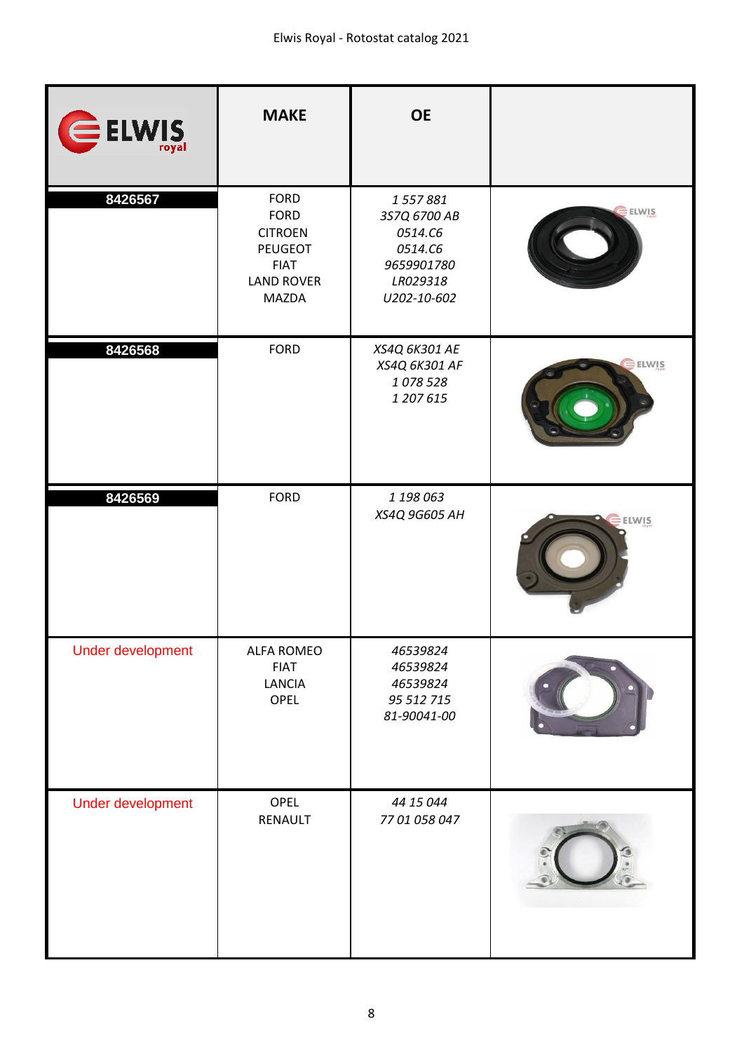| ELWIS royal | MAKE | OE | |
|---|---|---|---|
| 8426567 | FORD<br>FORD<br>CITROEN<br>PEUGEOT<br>FIAT<br>LAND ROVER<br>MAZDA | *1 557 881*<br>*3S7Q 6700 AB*<br>*0514.C6*<br>*0514.C6*<br>*9659901780*<br>*LR029318*<br>*U202-10-602* | |
| 8426568 | FORD | *XS4Q 6K301 AE*<br>*XS4Q 6K301 AF*<br>*1 078 528*<br>*1 207 615* | |
| 8426569 | FORD | *1 198 063*<br>*XS4Q 9G605 AH* | |
| Under development | ALFA ROMEO<br>FIAT<br>LANCIA<br>OPEL | *46539824*<br>*46539824*<br>*46539824*<br>*95 512 715*<br>*81-90041-00* | |
| Under development | OPEL<br>RENAULT | *44 15 044*<br>*77 01 058 047* | |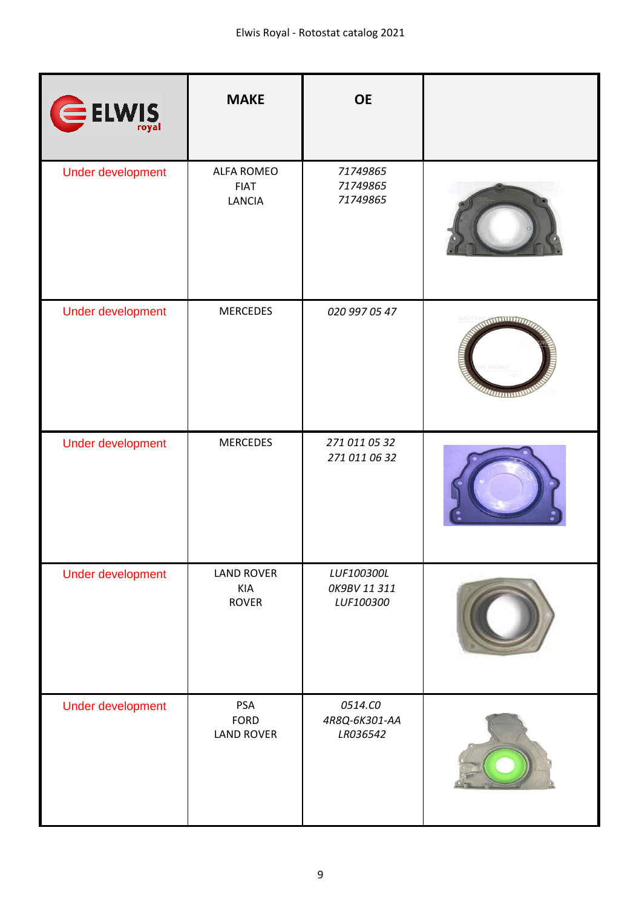| ELWIS royal | MAKE | OE | |
|---|---|---|---|
| Under development | ALFA ROMEO<br>FIAT<br>LANCIA | *71749865*<br>*71749865*<br>*71749865* | |
| Under development | MERCEDES | *020 997 05 47* | |
| Under development | MERCEDES | *271 011 05 32*<br>*271 011 06 32* | |
| Under development | LAND ROVER<br>KIA<br>ROVER | *LUF100300L*<br>*0K9BV 11 311*<br>*LUF100300* | |
| Under development | PSA<br>FORD<br>LAND ROVER | *0514.C0*<br>*4R8Q-6K301-AA*<br>*LR036542* | |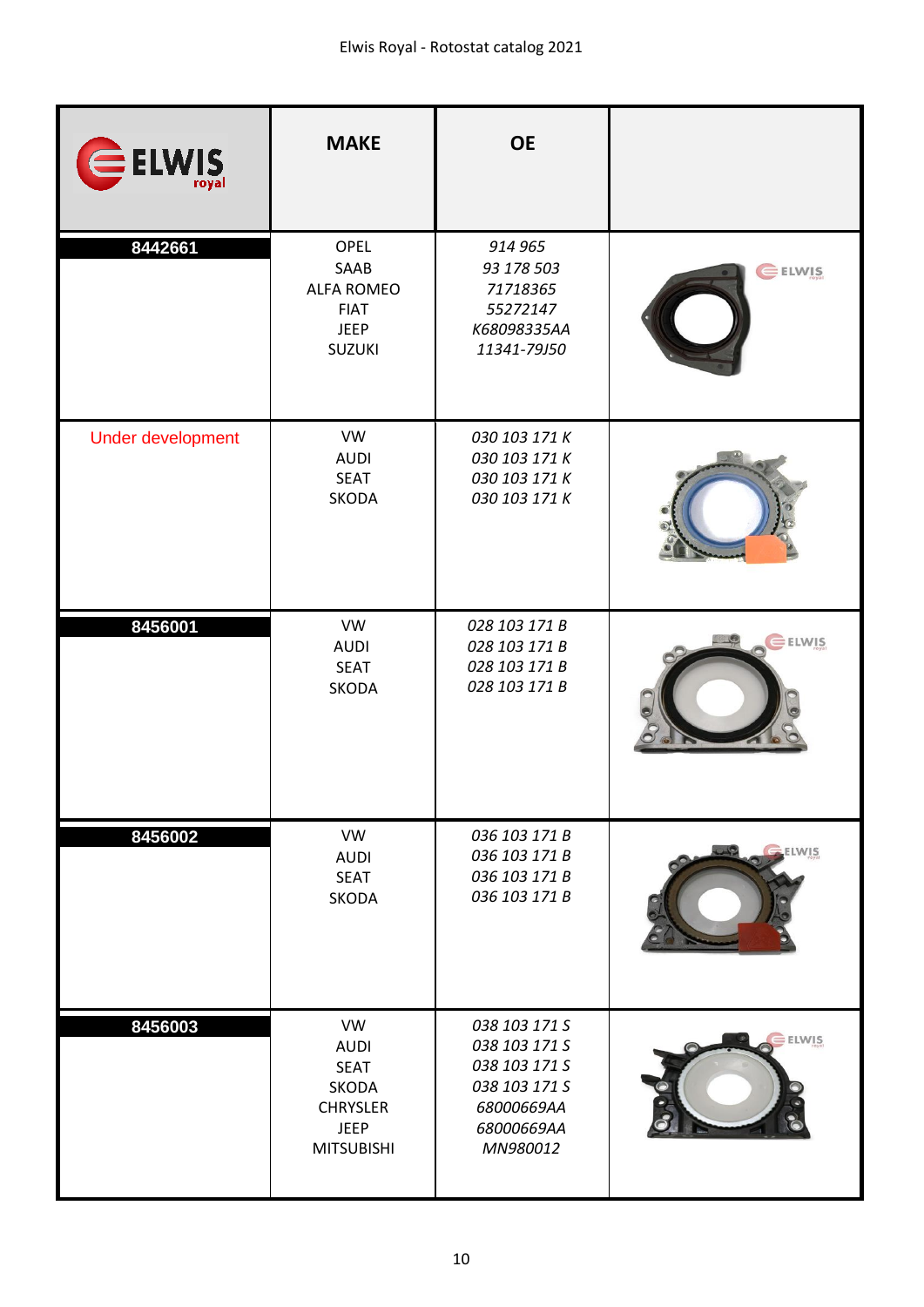| ELWIS royal | MAKE | OE | |
|---|---|---|---|
| 8442661 | OPEL<br>SAAB<br>ALFA ROMEO<br>FIAT<br>JEEP<br>SUZUKI | *914 965*<br>*93 178 503*<br>*71718365*<br>*55272147*<br>*K68098335AA*<br>*11341-79J50* | |
| Under development | VW<br>AUDI<br>SEAT<br>SKODA | *030 103 171 K*<br>*030 103 171 K*<br>*030 103 171 K*<br>*030 103 171 K* | |
| 8456001 | VW<br>AUDI<br>SEAT<br>SKODA | *028 103 171 B*<br>*028 103 171 B*<br>*028 103 171 B*<br>*028 103 171 B* | |
| 8456002 | VW<br>AUDI<br>SEAT<br>SKODA | *036 103 171 B*<br>*036 103 171 B*<br>*036 103 171 B*<br>*036 103 171 B* | |
| 8456003 | VW<br>AUDI<br>SEAT<br>SKODA<br>CHRYSLER<br>JEEP<br>MITSUBISHI | *038 103 171 S*<br>*038 103 171 S*<br>*038 103 171 S*<br>*038 103 171 S*<br>*68000669AA*<br>*68000669AA*<br>*MN980012* | |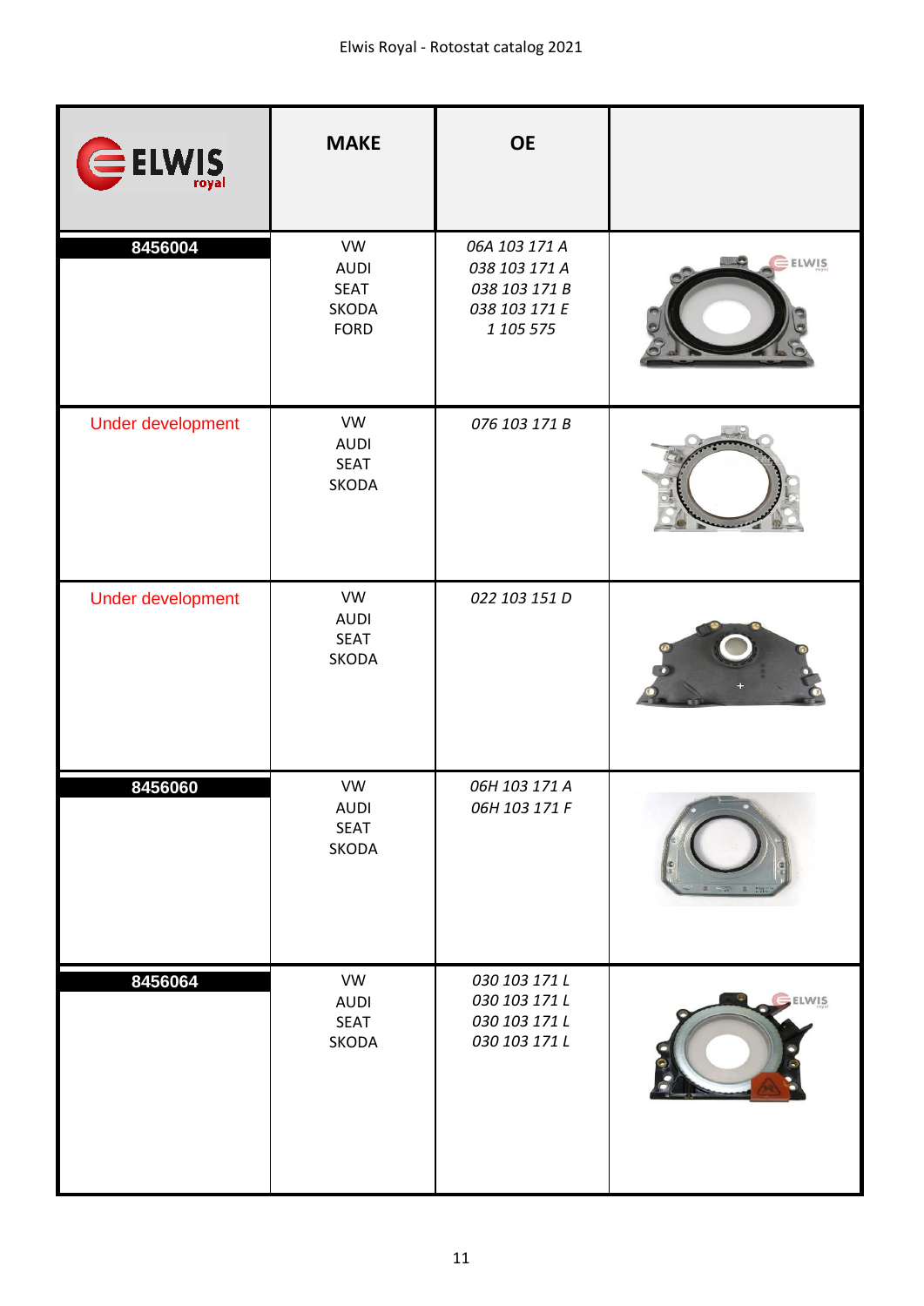| ELWIS royal | MAKE | OE | |
|---|---|---|---|
| 8456004 | VW<br>AUDI<br>SEAT<br>SKODA<br>FORD | *06A 103 171 A*<br>*038 103 171 A*<br>*038 103 171 B*<br>*038 103 171 E*<br>*1 105 575* | |
| Under development | VW<br>AUDI<br>SEAT<br>SKODA | *076 103 171 B* | |
| Under development | VW<br>AUDI<br>SEAT<br>SKODA | *022 103 151 D* | |
| 8456060 | VW<br>AUDI<br>SEAT<br>SKODA | *06H 103 171 A*<br>*06H 103 171 F* | |
| 8456064 | VW<br>AUDI<br>SEAT<br>SKODA | *030 103 171 L*<br>*030 103 171 L*<br>*030 103 171 L*<br>*030 103 171 L* | |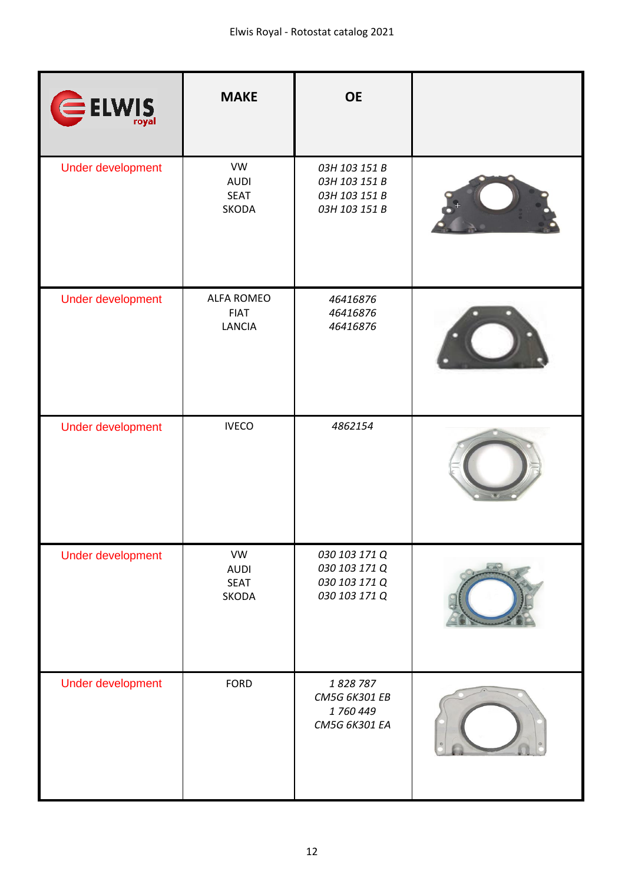| ELWIS royal | MAKE | OE | |
|---|---|---|---|
| Under development | VW<br>AUDI<br>SEAT<br>SKODA | *03H 103 151 B*<br>*03H 103 151 B*<br>*03H 103 151 B*<br>*03H 103 151 B* | |
| Under development | ALFA ROMEO<br>FIAT<br>LANCIA | *46416876*<br>*46416876*<br>*46416876* | |
| Under development | IVECO | *4862154* | |
| Under development | VW<br>AUDI<br>SEAT<br>SKODA | *030 103 171 Q*<br>*030 103 171 Q*<br>*030 103 171 Q*<br>*030 103 171 Q* | |
| Under development | FORD | *1 828 787*<br>*CM5G 6K301 EB*<br>*1 760 449*<br>*CM5G 6K301 EA* | |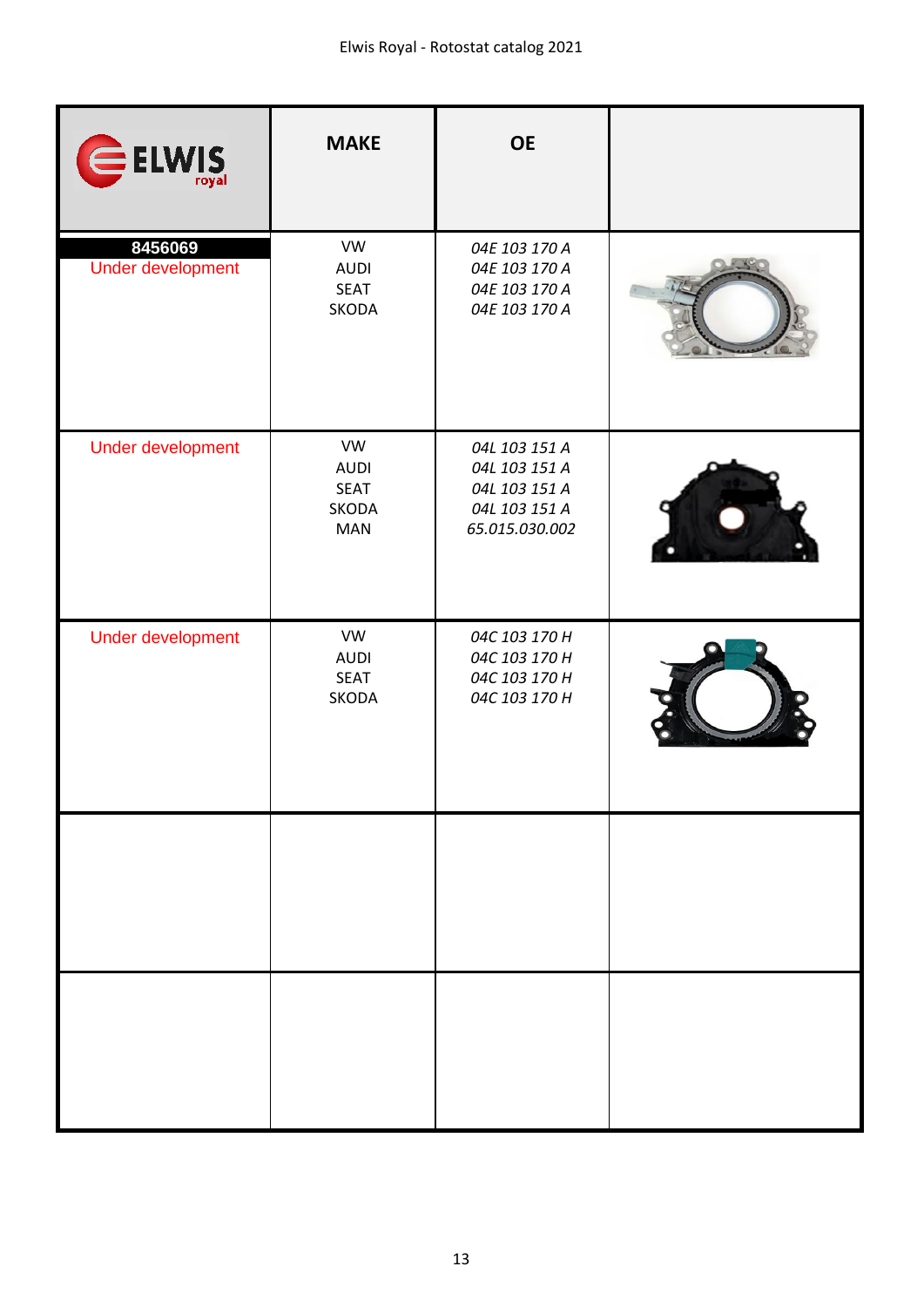| ELWIS royal | MAKE | OE | |
|---|---|---|---|
| **8456069**<br>Under development | VW<br>AUDI<br>SEAT<br>SKODA | *04E 103 170 A*<br>*04E 103 170 A*<br>*04E 103 170 A*<br>*04E 103 170 A* | |
| Under development | VW<br>AUDI<br>SEAT<br>SKODA<br>MAN | *04L 103 151 A*<br>*04L 103 151 A*<br>*04L 103 151 A*<br>*04L 103 151 A*<br>*65.015.030.002* | |
| Under development | VW<br>AUDI<br>SEAT<br>SKODA | *04C 103 170 H*<br>*04C 103 170 H*<br>*04C 103 170 H*<br>*04C 103 170 H* | |
| | | | |
| | | | |